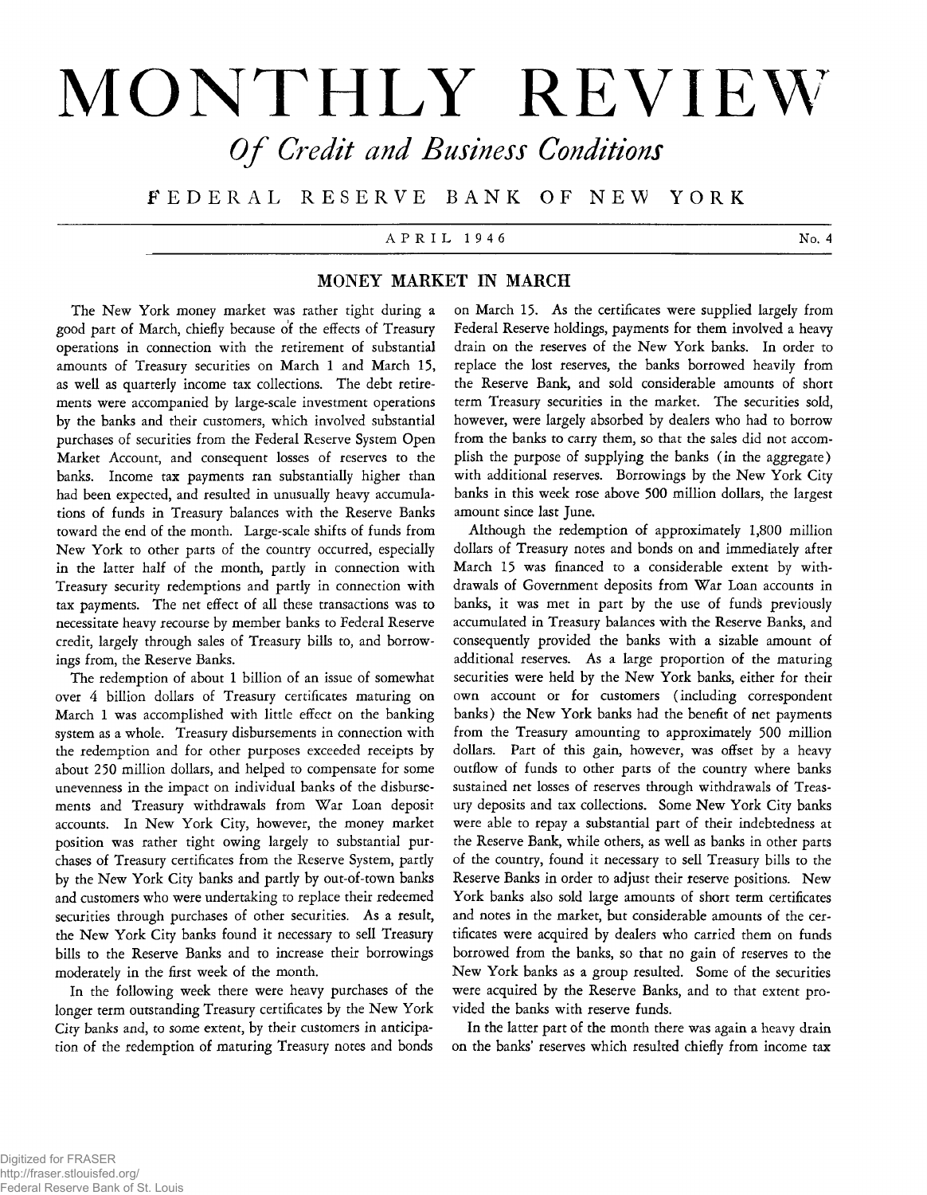# MONTHLY REVIEW

## *Of Credit and Business Conditions*

FEDERAL RESERVE BANK OF NEW YORK

APRIL 1946 — No. 4

## MONEY MARKET IN MARCH

The New York money market was rather tight during a good part of March, chiefly because of the effects of Treasury operations in connection with the retirement of substantial amounts of Treasury securities on March 1 and March 15, as well as quarterly income tax collections. The debt retirements were accompanied by large-scale investment operations by the banks and their customers, which involved substantial purchases of securities from the Federal Reserve System Open Market Account, and consequent losses of reserves to the banks. Income tax payments ran substantially higher than had been expected, and resulted in unusually heavy accumulations of funds in Treasury balances with the Reserve Banks toward the end of the month. Large-scale shifts of funds from New York to other parts of the country occurred, especially in the latter half of the month, partly in connection with Treasury security redemptions and partly in connection with tax payments. The net effect of all these transactions was to necessitate heavy recourse by member banks to Federal Reserve credit, largely through sales of Treasury bills to, and borrowings from, the Reserve Banks.

The redemption of about 1 billion of an issue of somewhat over 4 billion dollars of Treasury certificates maturing on March 1 was accomplished with little effect on the banking system as a whole. Treasury disbursements in connection with the redemption and for other purposes exceeded receipts by about 250 million dollars, and helped to compensate for some unevenness in the impact on individual banks of the disbursements and Treasury withdrawals from War Loan deposit accounts. In New York City, however, the money market position was rather tight owing largely to substantial purchases of Treasury certificates from the Reserve System, partly by the New York City banks and partly by out-of-town banks and customers who were undertaking to replace their redeemed securities through purchases of other securities. As a result, the New York City banks found it necessary to sell Treasury bills to the Reserve Banks and to increase their borrowings moderately in the first week of the month.

In the following week there were heavy purchases of the longer term outstanding Treasury certificates by the New York City banks and, to some extent, by their customers in anticipation of the redemption of maturing Treasury notes and bonds on March 15. As the certificates were supplied largely from Federal Reserve holdings, payments for them involved a heavy drain on the reserves of the New York banks. In order to replace the lost reserves, the banks borrowed heavily from the Reserve Bank, and sold considerable amounts of short term Treasury securities in the market. The securities sold, however, were largely absorbed by dealers who had to borrow from the banks to carry them, so that the sales did not accomplish the purpose of supplying the banks (in the aggregate) with additional reserves. Borrowings by the New York City banks in this week rose above 500 million dollars, the largest amount since last June.

Although the redemption of approximately 1,800 million dollars of Treasury notes and bonds on and immediately after March 15 was financed to a considerable extent by withdrawals of Government deposits from War Loan accounts in banks, it was met in part by the use of funds previously accumulated in Treasury balances with the Reserve Banks, and consequently provided the banks with a sizable amount of additional reserves. As a large proportion of the maturing securities were held by the New York banks, either for their own account or for customers (including correspondent banks) the New York banks had the benefit of net payments from the Treasury amounting to approximately 500 million dollars. Part of this gain, however, was offset by a heavy outflow of funds to other parts of the country where banks sustained net losses of reserves through withdrawals of Treasury deposits and tax collections. Some New York City banks were able to repay a substantial part of their indebtedness at the Reserve Bank, while others, as well as banks in other parts of the country, found it necessary to sell Treasury bills to the Reserve Banks in order to adjust their reserve positions. New York banks also sold large amounts of short term certificates and notes in the market, but considerable amounts of the certificates were acquired by dealers who carried them on funds borrowed from the banks, so that no gain of reserves to the New York banks as a group resulted. Some of the securities were acquired by the Reserve Banks, and to that extent provided the banks with reserve funds.

In the latter part of the month there was again a heavy drain on the banks' reserves which resulted chiefly from income tax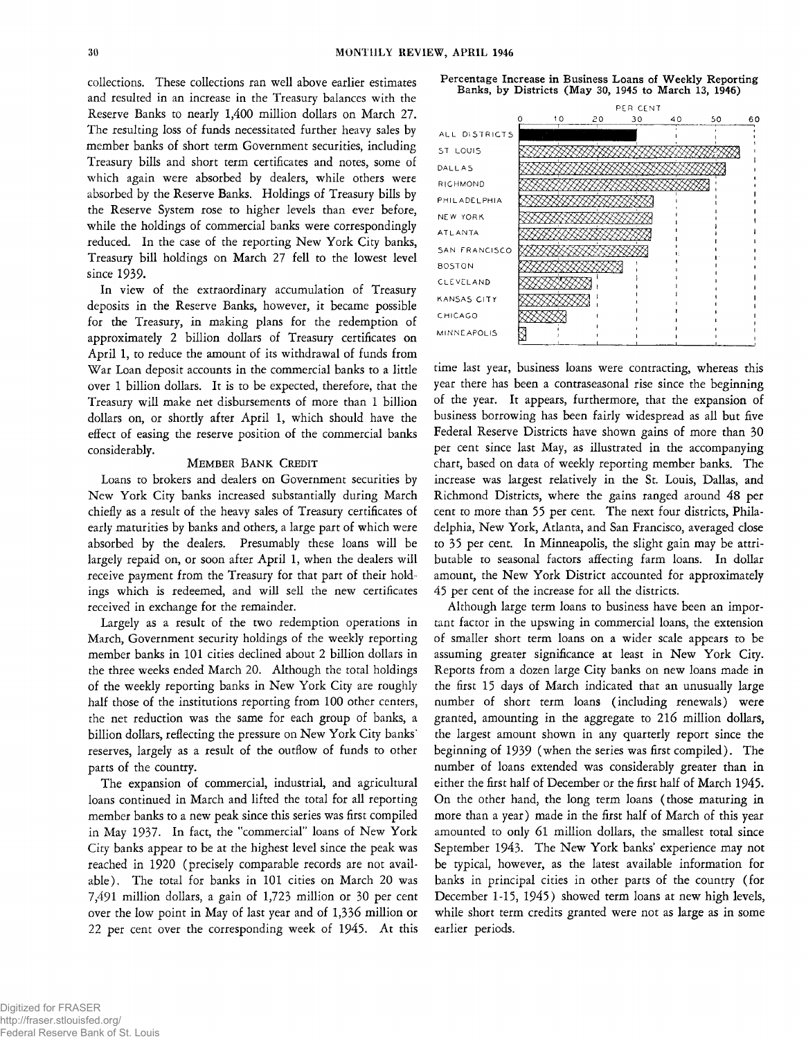collections. These collections ran well above earlier estimates and resulted in an increase in the Treasury balances with the Reserve Banks to nearly 1,400 million dollars on March 27. The resulting loss of funds necessitated further heavy sales by member banks of short term Government securities, including Treasury bills and short term certificates and notes, some of which again were absorbed by dealers, while others were absorbed by the Reserve Banks. Holdings of Treasury bills by the Reserve System rose to higher levels than ever before, while the holdings of commercial banks were correspondingly reduced. In the case of the reporting New York City banks, Treasury bill holdings on March 27 fell to the lowest level since 1939.

In view of the extraordinary accumulation of Treasury deposits in the Reserve Banks, however, it became possible for the Treasury, in making plans for the redemption of approximately 2 billion dollars of Treasury certificates on April 1, to reduce the amount of its withdrawal of funds from War Loan deposit accounts in the commercial banks to a little over 1 billion dollars. It is to be expected, therefore, that the Treasury will make net disbursements of more than 1 billion dollars on, or shortly after April 1, which should have the effect of easing the reserve position of the commercial banks considerably.

## Member Bank Credit

Loans to brokers and dealers on Government securities by New York City banks increased substantially during March chiefly as a result of the heavy sales of Treasury certificates of early maturities by banks and others, a large part of which were absorbed by the dealers. Presumably these loans will be largely repaid on, or soon after April 1, when the dealers will receive payment from the Treasury for that part of their holdings which is redeemed, and will sell the new certificates received in exchange for the remainder.

Largely as a result of the two redemption operations in March, Government security holdings of the weekly reporting member banks in 101 cities declined about 2 billion dollars in the three weeks ended March 20. Although the total holdings of the weekly reporting banks in New York City are roughly half those of the institutions reporting from 100 other centers, the net reduction was the same for each group of banks, a billion dollars, reflecting the pressure on New York City banks' reserves, largely as a result of the outflow of funds to other parts of the country.

The expansion of commercial, industrial, and agricultural loans continued in March and lifted the total for all reporting member banks to a new peak since this series was first compiled in May 1937. In fact, the "commercial" loans of New York City banks appear to be at the highest level since the peak was reached in 1920 (precisely comparable records are not available). The total for banks in 101 cities on March 20 was 7,491 million dollars, a gain of 1,723 million or 30 per cent over the low point in May of last year and of 1,336 million or 22 per cent over the corresponding week of 1945. At this time last year, business loans were contracting, whereas this year there has been a contraseasonal rise since the beginning of the year. It appears, furthermore, that the expansion of business borrowing has been fairly widespread as all but five Federal Reserve Districts have shown gains of more than 30 per cent since last May, as illustrated in the accompanying chart, based on data of weekly reporting member banks. The increase was largest relatively in the St. Louis, Dallas, and Richmond Districts, where the gains ranged around 48 per cent to more than 55 per cent. The next four districts, Philadelphia, New York, Atlanta, and San Francisco, averaged close to 35 per cent. In Minneapolis, the slight gain may be attributable to seasonal factors affecting farm loans. In dollar amount, the New York District accounted for approximately 45 per cent of the increase for all the districts.

**Percentage Increase in Business Loans of Weekly Reporting Banks, by Districts (May 30, 1945 to March 13, 1946)**

Although large term loans to business have been an important factor in the upswing in commercial loans, the extension of smaller short term loans on a wider scale appears to be assuming greater significance at least in New York City. Reports from a dozen large City banks on new loans made in the first 15 days of March indicated that an unusually large number of short term loans (including renewals) were granted, amounting in the aggregate to 216 million dollars, the largest amount shown in any quarterly report since the beginning of 1939 (when the series was first compiled). The number of loans extended was considerably greater than in either the first half of December or the first half of March 1945. On the other hand, the long term loans (those maturing in more than a year) made in the first half of March of this year amounted to only 61 million dollars, the smallest total since September 1943. The New York banks' experience may not be typical, however, as the latest available information for banks in principal cities in other parts of the country (for December 1-15, 1945) showed term loans at new high levels, while short term credits granted were not as large as in some earlier periods.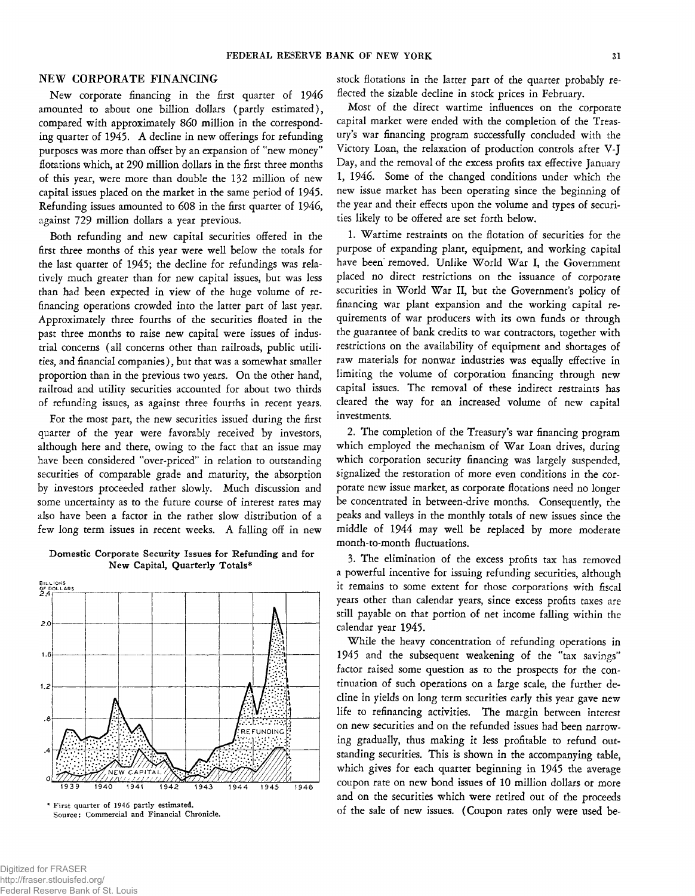## NEW CORPORATE FINANCING

New corporate financing in the first quarter of 1946 amounted to about one billion dollars (partly estimated), compared with approximately 860 million in the corresponding quarter of 1945. A decline in new offerings for refunding purposes was more than offset by an expansion of "new money" flotations which, at 290 million dollars in the first three months of this year, were more than double the 132 million of new capital issues placed on the market in the same period of 1945. Refunding issues amounted to 608 in the first quarter of 1946, against 729 million dollars a year previous.

Both refunding and new capital securities offered in the first three months of this year were well below the totals for the last quarter of 1945; the decline for refundings was relatively much greater than for new capital issues, but was less than had been expected in view of the huge volume of refinancing operations crowded into the latter part of last year. Approximately three fourths of the securities floated in the past three months to raise new capital were issues of industrial concerns (all concerns other than railroads, public utilities, and financial companies), but that was a somewhat smaller proportion than in the previous two years. On the other hand, railroad and utility securities accounted for about two thirds of refunding issues, as against three fourths in recent years.

For the most part, the new securities issued during the first quarter of the year were favorably received by investors, although here and there, owing to the fact that an issue may have been considered "over-priced" in relation to outstanding securities of comparable grade and maturity, the absorption by investors proceeded rather slowly. Much discussion and some uncertainty as to the future course of interest rates may also have been a factor in the rather slow distribution of a few long term issues in recent weeks. A falling off in new stock flotations in the latter part of the quarter probably reflected the sizable decline in stock prices in February.

**Domestic Corporate Security Issues for Refunding and for New Capital, Quarterly Totals***

\* First quarter of 1946 partly estimated.
Source: Commercial and Financial Chronicle.

Most of the direct wartime influences on the corporate capital market were ended with the completion of the Treasury's war financing program successfully concluded with the Victory Loan, the relaxation of production controls after V-J Day, and the removal of the excess profits tax effective January 1, 1946. Some of the changed conditions under which the new issue market has been operating since the beginning of the year and their effects upon the volume and types of securities likely to be offered are set forth below.

1. Wartime restraints on the flotation of securities for the purpose of expanding plant, equipment, and working capital have been removed. Unlike World War I, the Government placed no direct restrictions on the issuance of corporate securities in World War II, but the Government's policy of financing war plant expansion and the working capital requirements of war producers with its own funds or through the guarantee of bank credits to war contractors, together with restrictions on the availability of equipment and shortages of raw materials for nonwar industries was equally effective in limiting the volume of corporation financing through new capital issues. The removal of these indirect restraints has cleared the way for an increased volume of new capital investments.

2. The completion of the Treasury's war financing program which employed the mechanism of War Loan drives, during which corporation security financing was largely suspended, signalized the restoration of more even conditions in the corporate new issue market, as corporate flotations need no longer be concentrated in between-drive months. Consequently, the peaks and valleys in the monthly totals of new issues since the middle of 1944 may well be replaced by more moderate month-to-month fluctuations.

3. The elimination of the excess profits tax has removed a powerful incentive for issuing refunding securities, although it remains to some extent for those corporations with fiscal years other than calendar years, since excess profits taxes are still payable on that portion of net income falling within the calendar year 1945.

While the heavy concentration of refunding operations in 1945 and the subsequent weakening of the "tax savings" factor raised some question as to the prospects for the continuation of such operations on a large scale, the further decline in yields on long term securities early this year gave new life to refinancing activities. The margin between interest on new securities and on the refunded issues had been narrowing gradually, thus making it less profitable to refund outstanding securities. This is shown in the accompanying table, which gives for each quarter beginning in 1945 the average coupon rate on new bond issues of 10 million dollars or more and on the securities which were retired out of the proceeds of the sale of new issues. (Coupon rates only were used be-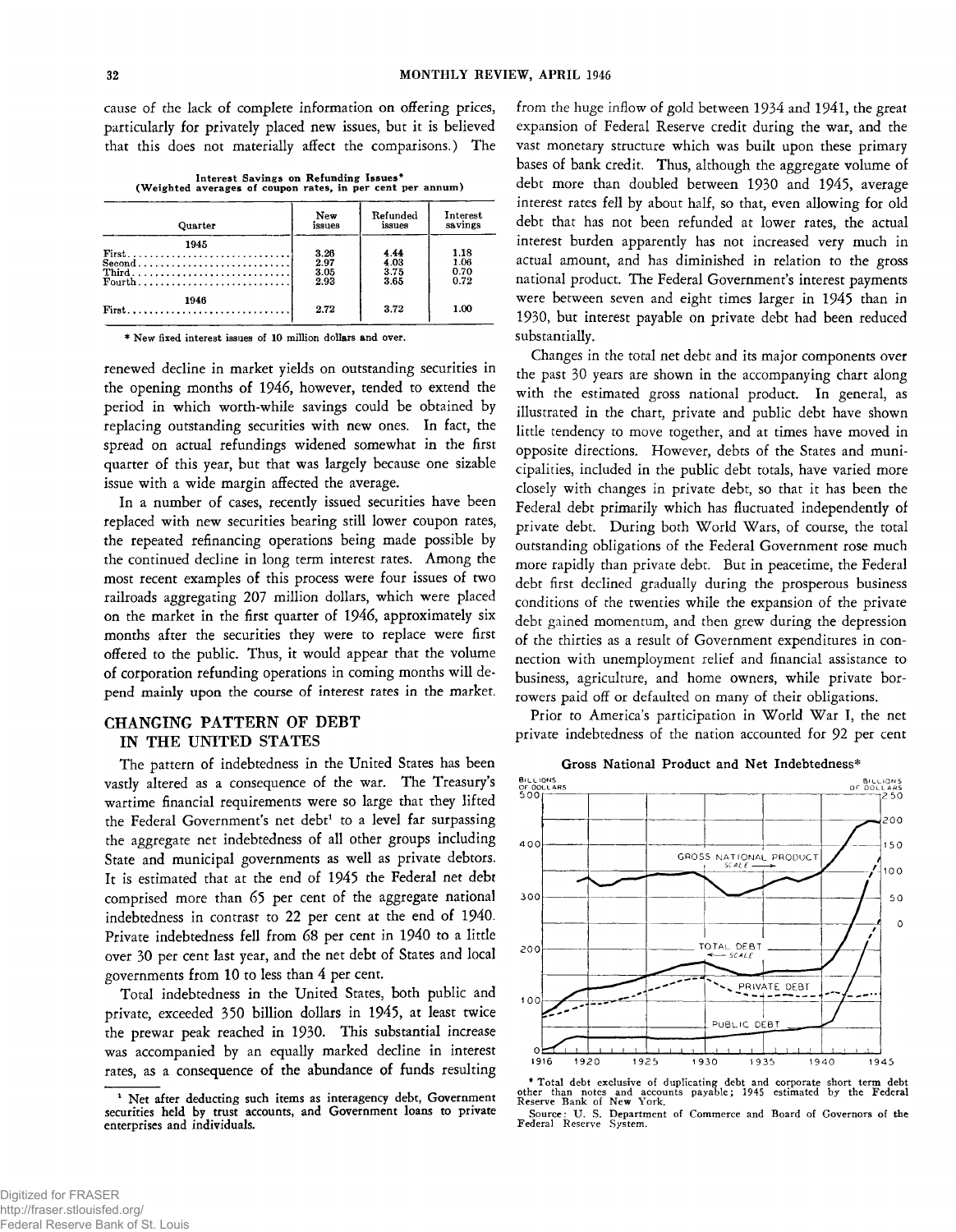cause of the lack of complete information on offering prices, particularly for privately placed new issues, but it is believed that this does not materially affect the comparisons.) The renewed decline in market yields on outstanding securities in the opening months of 1946, however, tended to extend the period in which worth-while savings could be obtained by replacing outstanding securities with new ones. In fact, the spread on actual refundings widened somewhat in the first quarter of this year, but that was largely because one sizable issue with a wide margin affected the average.

**Interest Savings on Refunding Issues***
**(Weighted averages of coupon rates, in per cent per annum)**

| Quarter | New issues | Refunded issues | Interest savings |
|---|---|---|---|
| **1945** | | | |
| First | 3.26 | 4.44 | 1.18 |
| Second | 2.97 | 4.03 | 1.06 |
| Third | 3.05 | 3.75 | 0.70 |
| Fourth | 2.93 | 3.65 | 0.72 |
| **1946** | | | |
| First | 2.72 | 3.72 | 1.00 |

\* New fixed interest issues of 10 million dollars and over.

In a number of cases, recently issued securities have been replaced with new securities bearing still lower coupon rates, the repeated refinancing operations being made possible by the continued decline in long term interest rates. Among the most recent examples of this process were four issues of two railroads aggregating 207 million dollars, which were placed on the market in the first quarter of 1946, approximately six months after the securities they were to replace were first offered to the public. Thus, it would appear that the volume of corporation refunding operations in coming months will depend mainly upon the course of interest rates in the market.

## CHANGING PATTERN OF DEBT IN THE UNITED STATES

The pattern of indebtedness in the United States has been vastly altered as a consequence of the war. The Treasury's wartime financial requirements were so large that they lifted the Federal Government's net debt[1] to a level far surpassing the aggregate net indebtedness of all other groups including State and municipal governments as well as private debtors. It is estimated that at the end of 1945 the Federal net debt comprised more than 65 per cent of the aggregate national indebtedness in contrast to 22 per cent at the end of 1940. Private indebtedness fell from 68 per cent in 1940 to a little over 30 per cent last year, and the net debt of States and local governments from 10 to less than 4 per cent.

Total indebtedness in the United States, both public and private, exceeded 350 billion dollars in 1945, at least twice the prewar peak reached in 1930. This substantial increase was accompanied by an equally marked decline in interest rates, as a consequence of the abundance of funds resulting from the huge inflow of gold between 1934 and 1941, the great expansion of Federal Reserve credit during the war, and the vast monetary structure which was built upon these primary bases of bank credit. Thus, although the aggregate volume of debt more than doubled between 1930 and 1945, average interest rates fell by about half, so that, even allowing for old debt that has not been refunded at lower rates, the actual interest burden apparently has not increased very much in actual amount, and has diminished in relation to the gross national product. The Federal Government's interest payments were between seven and eight times larger in 1945 than in 1930, but interest payable on private debt had been reduced substantially.

Changes in the total net debt and its major components over the past 30 years are shown in the accompanying chart along with the estimated gross national product. In general, as illustrated in the chart, private and public debt have shown little tendency to move together, and at times have moved in opposite directions. However, debts of the States and municipalities, included in the public debt totals, have varied more closely with changes in private debt, so that it has been the Federal debt primarily which has fluctuated independently of private debt. During both World Wars, of course, the total outstanding obligations of the Federal Government rose much more rapidly than private debt. But in peacetime, the Federal debt first declined gradually during the prosperous business conditions of the twenties while the expansion of the private debt gained momentum, and then grew during the depression of the thirties as a result of Government expenditures in connection with unemployment relief and financial assistance to business, agriculture, and home owners, while private borrowers paid off or defaulted on many of their obligations.

Prior to America's participation in World War I, the net private indebtedness of the nation accounted for 92 per cent

**Gross National Product and Net Indebtedness***

\* Total debt exclusive of duplicating debt and corporate short term debt other than notes and accounts payable; 1945 estimated by the Federal Reserve Bank of New York.

Source: U. S. Department of Commerce and Board of Governors of the Federal Reserve System.

[1] Net after deducting such items as interagency debt, Government securities held by trust accounts, and Government loans to private enterprises and individuals.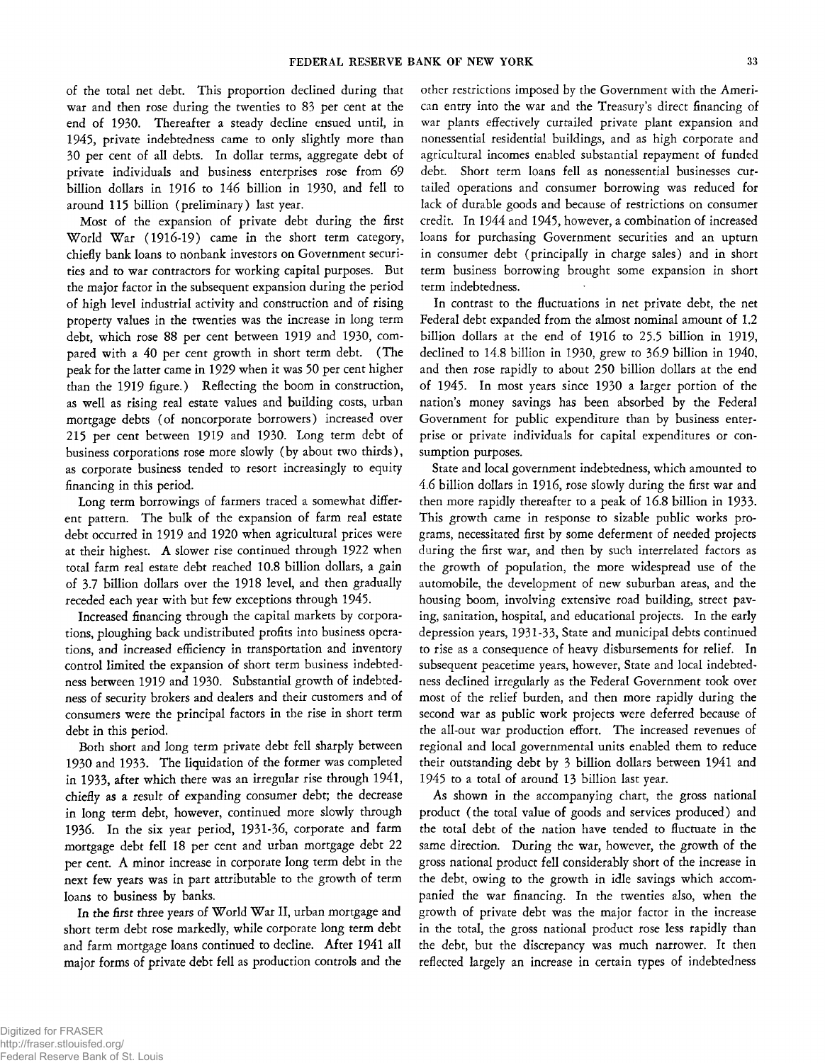of the total net debt. This proportion declined during that war and then rose during the twenties to 83 per cent at the end of 1930. Thereafter a steady decline ensued until, in 1945, private indebtedness came to only slightly more than 30 per cent of all debts. In dollar terms, aggregate debt of private individuals and business enterprises rose from 69 billion dollars in 1916 to 146 billion in 1930, and fell to around 115 billion (preliminary) last year.

Most of the expansion of private debt during the first World War (1916-19) came in the short term category, chiefly bank loans to nonbank investors on Government securities and to war contractors for working capital purposes. But the major factor in the subsequent expansion during the period of high level industrial activity and construction and of rising property values in the twenties was the increase in long term debt, which rose 88 per cent between 1919 and 1930, compared with a 40 per cent growth in short term debt. (The peak for the latter came in 1929 when it was 50 per cent higher than the 1919 figure.) Reflecting the boom in construction, as well as rising real estate values and building costs, urban mortgage debts (of noncorporate borrowers) increased over 215 per cent between 1919 and 1930. Long term debt of business corporations rose more slowly (by about two thirds), as corporate business tended to resort increasingly to equity financing in this period.

Long term borrowings of farmers traced a somewhat different pattern. The bulk of the expansion of farm real estate debt occurred in 1919 and 1920 when agricultural prices were at their highest. A slower rise continued through 1922 when total farm real estate debt reached 10.8 billion dollars, a gain of 3.7 billion dollars over the 1918 level, and then gradually receded each year with but few exceptions through 1945.

Increased financing through the capital markets by corporations, ploughing back undistributed profits into business operations, and increased efficiency in transportation and inventory control limited the expansion of short term business indebtedness between 1919 and 1930. Substantial growth of indebtedness of security brokers and dealers and their customers and of consumers were the principal factors in the rise in short term debt in this period.

Both short and long term private debt fell sharply between 1930 and 1933. The liquidation of the former was completed in 1933, after which there was an irregular rise through 1941, chiefly as a result of expanding consumer debt; the decrease in long term debt, however, continued more slowly through 1936. In the six year period, 1931-36, corporate and farm mortgage debt fell 18 per cent and urban mortgage debt 22 per cent. A minor increase in corporate long term debt in the next few years was in part attributable to the growth of term loans to business by banks.

In the first three years of World War II, urban mortgage and short term debt rose markedly, while corporate long term debt and farm mortgage loans continued to decline. After 1941 all major forms of private debt fell as production controls and the other restrictions imposed by the Government with the American entry into the war and the Treasury's direct financing of war plants effectively curtailed private plant expansion and nonessential residential buildings, and as high corporate and agricultural incomes enabled substantial repayment of funded debt. Short term loans fell as nonessential businesses curtailed operations and consumer borrowing was reduced for lack of durable goods and because of restrictions on consumer credit. In 1944 and 1945, however, a combination of increased loans for purchasing Government securities and an upturn in consumer debt (principally in charge sales) and in short term business borrowing brought some expansion in short term indebtedness.

In contrast to the fluctuations in net private debt, the net Federal debt expanded from the almost nominal amount of 1.2 billion dollars at the end of 1916 to 25.5 billion in 1919, declined to 14.8 billion in 1930, grew to 36.9 billion in 1940, and then rose rapidly to about 250 billion dollars at the end of 1945. In most years since 1930 a larger portion of the nation's money savings has been absorbed by the Federal Government for public expenditure than by business enterprise or private individuals for capital expenditures or consumption purposes.

State and local government indebtedness, which amounted to 4.6 billion dollars in 1916, rose slowly during the first war and then more rapidly thereafter to a peak of 16.8 billion in 1933. This growth came in response to sizable public works programs, necessitated first by some deferment of needed projects during the first war, and then by such interrelated factors as the growth of population, the more widespread use of the automobile, the development of new suburban areas, and the housing boom, involving extensive road building, street paving, sanitation, hospital, and educational projects. In the early depression years, 1931-33, State and municipal debts continued to rise as a consequence of heavy disbursements for relief. In subsequent peacetime years, however, State and local indebtedness declined irregularly as the Federal Government took over most of the relief burden, and then more rapidly during the second war as public work projects were deferred because of the all-out war production effort. The increased revenues of regional and local governmental units enabled them to reduce their outstanding debt by 3 billion dollars between 1941 and 1945 to a total of around 13 billion last year.

As shown in the accompanying chart, the gross national product (the total value of goods and services produced) and the total debt of the nation have tended to fluctuate in the same direction. During the war, however, the growth of the gross national product fell considerably short of the increase in the debt, owing to the growth in idle savings which accompanied the war financing. In the twenties also, when the growth of private debt was the major factor in the increase in the total, the gross national product rose less rapidly than the debt, but the discrepancy was much narrower. It then reflected largely an increase in certain types of indebtedness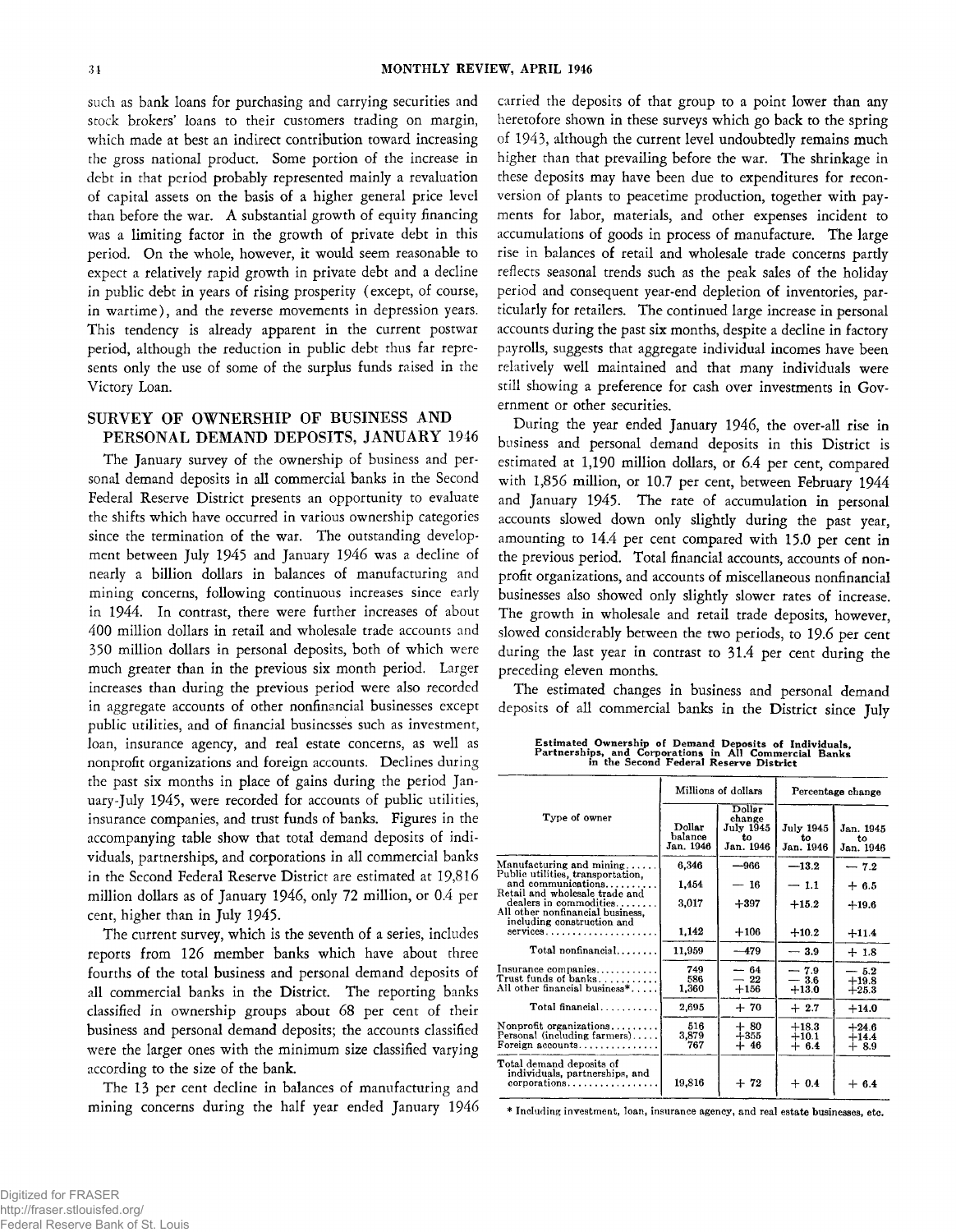such as bank loans for purchasing and carrying securities and stock brokers' loans to their customers trading on margin, which made at best an indirect contribution toward increasing the gross national product. Some portion of the increase in debt in that period probably represented mainly a revaluation of capital assets on the basis of a higher general price level than before the war. A substantial growth of equity financing was a limiting factor in the growth of private debt in this period. On the whole, however, it would seem reasonable to expect a relatively rapid growth in private debt and a decline in public debt in years of rising prosperity (except, of course, in wartime), and the reverse movements in depression years. This tendency is already apparent in the current postwar period, although the reduction in public debt thus far represents only the use of some of the surplus funds raised in the Victory Loan.

## SURVEY OF OWNERSHIP OF BUSINESS AND PERSONAL DEMAND DEPOSITS, JANUARY 1946

The January survey of the ownership of business and personal demand deposits in all commercial banks in the Second Federal Reserve District presents an opportunity to evaluate the shifts which have occurred in various ownership categories since the termination of the war. The outstanding development between July 1945 and January 1946 was a decline of nearly a billion dollars in balances of manufacturing and mining concerns, following continuous increases since early in 1944. In contrast, there were further increases of about 400 million dollars in retail and wholesale trade accounts and 350 million dollars in personal deposits, both of which were much greater than in the previous six month period. Larger increases than during the previous period were also recorded in aggregate accounts of other nonfinancial businesses except public utilities, and of financial businesses such as investment, loan, insurance agency, and real estate concerns, as well as nonprofit organizations and foreign accounts. Declines during the past six months in place of gains during the period January-July 1945, were recorded for accounts of public utilities, insurance companies, and trust funds of banks. Figures in the accompanying table show that total demand deposits of individuals, partnerships, and corporations in all commercial banks in the Second Federal Reserve District are estimated at 19,816 million dollars as of January 1946, only 72 million, or 0.4 per cent, higher than in July 1945.

The current survey, which is the seventh of a series, includes reports from 126 member banks which have about three fourths of the total business and personal demand deposits of all commercial banks in the District. The reporting banks classified in ownership groups about 68 per cent of their business and personal demand deposits; the accounts classified were the larger ones with the minimum size classified varying according to the size of the bank.

The 13 per cent decline in balances of manufacturing and mining concerns during the half year ended January 1946 carried the deposits of that group to a point lower than any heretofore shown in these surveys which go back to the spring of 1943, although the current level undoubtedly remains much higher than that prevailing before the war. The shrinkage in these deposits may have been due to expenditures for reconversion of plants to peacetime production, together with payments for labor, materials, and other expenses incident to accumulations of goods in process of manufacture. The large rise in balances of retail and wholesale trade concerns partly reflects seasonal trends such as the peak sales of the holiday period and consequent year-end depletion of inventories, particularly for retailers. The continued large increase in personal accounts during the past six months, despite a decline in factory payrolls, suggests that aggregate individual incomes have been relatively well maintained and that many individuals were still showing a preference for cash over investments in Government or other securities.

During the year ended January 1946, the over-all rise in business and personal demand deposits in this District is estimated at 1,190 million dollars, or 6.4 per cent, compared with 1,856 million, or 10.7 per cent, between February 1944 and January 1945. The rate of accumulation in personal accounts slowed down only slightly during the past year, amounting to 14.4 per cent compared with 15.0 per cent in the previous period. Total financial accounts, accounts of nonprofit organizations, and accounts of miscellaneous nonfinancial businesses also showed only slightly slower rates of increase. The growth in wholesale and retail trade deposits, however, slowed considerably between the two periods, to 19.6 per cent during the last year in contrast to 31.4 per cent during the preceding eleven months.

The estimated changes in business and personal demand deposits of all commercial banks in the District since July

**Estimated Ownership of Demand Deposits of Individuals, Partnerships, and Corporations in All Commercial Banks in the Second Federal Reserve District**

| Type of owner | Millions of dollars | | Percentage change | |
|---|---|---|---|---|
| | Dollar balance Jan. 1946 | Dollar change July 1945 to Jan. 1946 | July 1945 to Jan. 1946 | Jan. 1945 to Jan. 1946 |
| Manufacturing and mining | 6,346 | −966 | −13.2 | − 7.2 |
| Public utilities, transportation, and communications | 1,454 | − 16 | − 1.1 | + 6.5 |
| Retail and wholesale trade and dealers in commodities | 3,017 | +397 | +15.2 | +19.6 |
| All other nonfinancial business, including construction and services | 1,142 | +106 | +10.2 | +11.4 |
| Total nonfinancial | 11,959 | −479 | − 3.9 | + 1.8 |
| Insurance companies | 749 | − 64 | − 7.9 | − 5.2 |
| Trust funds of banks | 586 | − 22 | − 3.6 | +19.8 |
| All other financial business* | 1,360 | +156 | +13.0 | +25.3 |
| Total financial | 2,695 | + 70 | + 2.7 | +14.0 |
| Nonprofit organizations | 516 | + 80 | +18.3 | +24.6 |
| Personal (including farmers) | 3,879 | +355 | +10.1 | +14.4 |
| Foreign accounts | 767 | + 46 | + 6.4 | + 8.9 |
| Total demand deposits of individuals, partnerships, and corporations | 19,816 | + 72 | + 0.4 | + 6.4 |

* Including investment, loan, insurance agency, and real estate businesses, etc.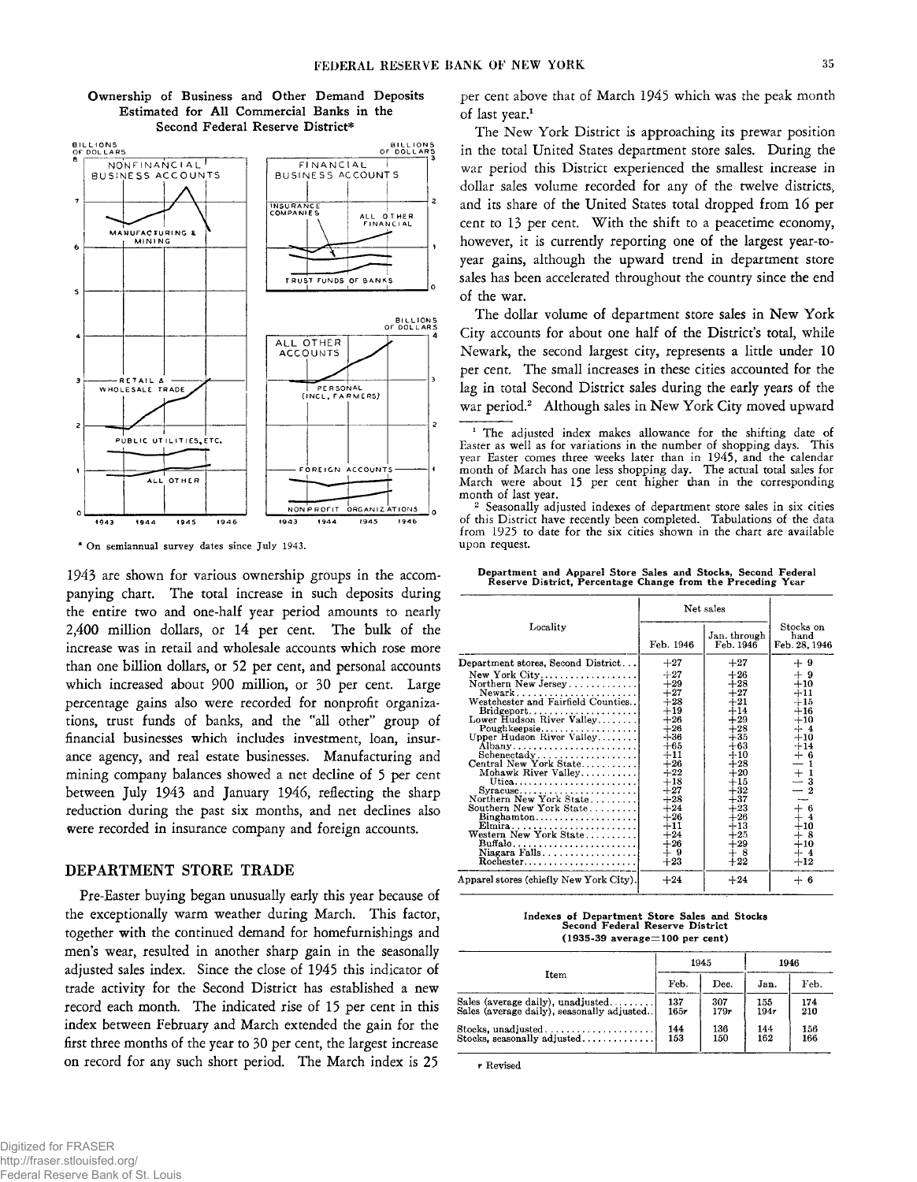**Ownership of Business and Other Demand Deposits Estimated for All Commercial Banks in the Second Federal Reserve District***

\* On semiannual survey dates since July 1943.

1943 are shown for various ownership groups in the accompanying chart. The total increase in such deposits during the entire two and one-half year period amounts to nearly 2,400 million dollars, or 14 per cent. The bulk of the increase was in retail and wholesale accounts which rose more than one billion dollars, or 52 per cent, and personal accounts which increased about 900 million, or 30 per cent. Large percentage gains also were recorded for nonprofit organizations, trust funds of banks, and the "all other" group of financial businesses which includes investment, loan, insurance agency, and real estate businesses. Manufacturing and mining company balances showed a net decline of 5 per cent between July 1943 and January 1946, reflecting the sharp reduction during the past six months, and net declines also were recorded in insurance company and foreign accounts.

## DEPARTMENT STORE TRADE

Pre-Easter buying began unusually early this year because of the exceptionally warm weather during March. This factor, together with the continued demand for homefurnishings and men's wear, resulted in another sharp gain in the seasonally adjusted sales index. Since the close of 1945 this indicator of trade activity for the Second District has established a new record each month. The indicated rise of 15 per cent in this index between February and March extended the gain for the first three months of the year to 30 per cent, the largest increase on record for any such short period. The March index is 25 per cent above that of March 1945 which was the peak month of last year.[1]

The New York District is approaching its prewar position in the total United States department store sales. During the war period this District experienced the smallest increase in dollar sales volume recorded for any of the twelve districts, and its share of the United States total dropped from 16 per cent to 13 per cent. With the shift to a peacetime economy, however, it is currently reporting one of the largest year-to-year gains, although the upward trend in department store sales has been accelerated throughout the country since the end of the war.

The dollar volume of department store sales in New York City accounts for about one half of the District's total, while Newark, the second largest city, represents a little under 10 per cent. The small increases in these cities accounted for the lag in total Second District sales during the early years of the war period.[2] Although sales in New York City moved upward

[1] The adjusted index makes allowance for the shifting date of Easter as well as for variations in the number of shopping days. This year Easter comes three weeks later than in 1945, and the calendar month of March has one less shopping day. The actual total sales for March were about 15 per cent higher than in the corresponding month of last year.

[2] Seasonally adjusted indexes of department store sales in six cities of this District have recently been completed. Tabulations of the data from 1925 to date for the six cities shown in the chart are available upon request.

**Department and Apparel Store Sales and Stocks, Second Federal Reserve District, Percentage Change from the Preceding Year**

| Locality | Net sales | | Stocks on hand |
|---|---|---|---|
| | Feb. 1946 | Jan. through Feb. 1946 | Feb. 28, 1946 |
| Department stores, Second District | +27 | +27 | + 9 |
| New York City | +27 | +26 | + 9 |
| Northern New Jersey | +29 | +28 | +10 |
| Newark | +27 | +27 | +11 |
| Westchester and Fairfield Counties | +28 | +21 | +15 |
| Bridgeport | +19 | +14 | +16 |
| Lower Hudson River Valley | +26 | +29 | +10 |
| Poughkeepsie | +26 | +28 | + 4 |
| Upper Hudson River Valley | +36 | +35 | +10 |
| Albany | +65 | +63 | +14 |
| Schenectady | +11 | +10 | + 6 |
| Central New York State | +26 | +28 | − 1 |
| Mohawk River Valley | +22 | +20 | + 1 |
| Utica | +18 | +15 | − 3 |
| Syracuse | +27 | +32 | − 2 |
| Northern New York State | +28 | +37 | — |
| Southern New York State | +24 | +23 | + 6 |
| Binghamton | +26 | +26 | + 4 |
| Elmira | +11 | +13 | +10 |
| Western New York State | +24 | +25 | + 8 |
| Buffalo | +26 | +29 | +10 |
| Niagara Falls | + 9 | + 8 | + 4 |
| Rochester | +23 | +22 | +12 |
| Apparel stores (chiefly New York City) | +24 | +24 | + 6 |

**Indexes of Department Store Sales and Stocks Second Federal Reserve District (1935-39 average=100 per cent)**

| Item | 1945 | | 1946 | |
|---|---|---|---|---|
| | Feb. | Dec. | Jan. | Feb. |
| Sales (average daily), unadjusted | 137 | 307 | 155 | 174 |
| Sales (average daily), seasonally adjusted | 165r | 179r | 194r | 210 |
| Stocks, unadjusted | 144 | 136 | 144 | 156 |
| Stocks, seasonally adjusted | 153 | 150 | 162 | 166 |

r Revised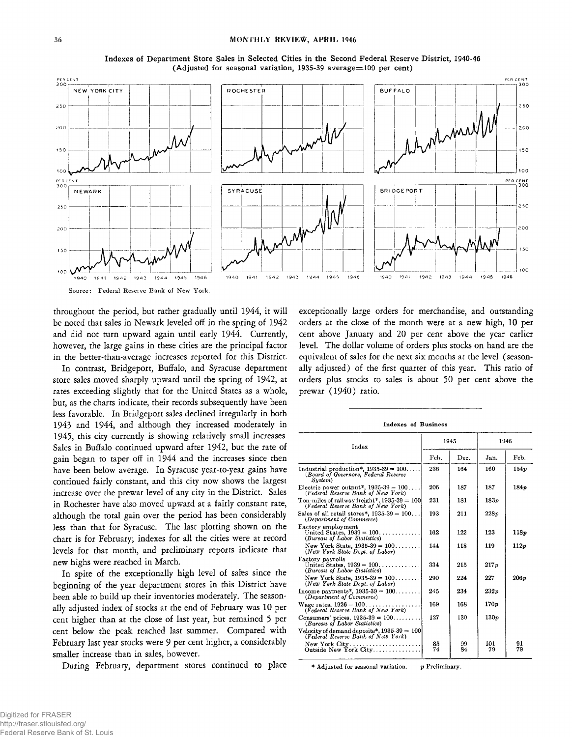**Indexes of Department Store Sales in Selected Cities in the Second Federal Reserve District, 1940-46**
**(Adjusted for seasonal variation, 1935-39 average=100 per cent)**

Source: Federal Reserve Bank of New York.

throughout the period, but rather gradually until 1944, it will be noted that sales in Newark leveled off in the spring of 1942 and did not turn upward again until early 1944. Currently, however, the large gains in these cities are the principal factor in the better-than-average increases reported for this District.

In contrast, Bridgeport, Buffalo, and Syracuse department store sales moved sharply upward until the spring of 1942, at rates exceeding slightly that for the United States as a whole, but, as the charts indicate, their records subsequently have been less favorable. In Bridgeport sales declined irregularly in both 1943 and 1944, and although they increased moderately in 1945, this city currently is showing relatively small increases. Sales in Buffalo continued upward after 1942, but the rate of gain began to taper off in 1944 and the increases since then have been below average. In Syracuse year-to-year gains have continued fairly constant, and this city now shows the largest increase over the prewar level of any city in the District. Sales in Rochester have also moved upward at a fairly constant rate, although the total gain over the period has been considerably less than that for Syracuse. The last plotting shown on the chart is for February; indexes for all the cities were at record levels for that month, and preliminary reports indicate that new highs were reached in March.

In spite of the exceptionally high level of sales since the beginning of the year department stores in this District have been able to build up their inventories moderately. The seasonally adjusted index of stocks at the end of February was 10 per cent higher than at the close of last year, but remained 5 per cent below the peak reached last summer. Compared with February last year stocks were 9 per cent higher, a considerably smaller increase than in sales, however.

During February, department stores continued to place exceptionally large orders for merchandise, and outstanding orders at the close of the month were at a new high, 10 per cent above January and 20 per cent above the year earlier level. The dollar volume of orders plus stocks on hand are the equivalent of sales for the next six months at the level (seasonally adjusted) of the first quarter of this year. This ratio of orders plus stocks to sales is about 50 per cent above the prewar (1940) ratio.

**Indexes of Business**

| Index | 1945 | | 1946 | |
|---|---|---|---|---|
| | Feb. | Dec. | Jan. | Feb. |
| Industrial production*, 1935-39 = 100 (*Board of Governors, Federal Reserve System*) | 236 | 164 | 160 | 154p |
| Electric power output*, 1935-39 = 100 (*Federal Reserve Bank of New York*) | 206 | 187 | 187 | 184p |
| Ton-miles of railway freight*, 1935-39 = 100 (*Federal Reserve Bank of New York*) | 231 | 181 | 183p | |
| Sales of all retail stores*, 1935-39 = 100 (*Department of Commerce*) | 193 | 211 | 228p | |
| Factory employment | | | | |
| United States, 1939 = 100 (*Bureau of Labor Statistics*) | 162 | 122 | 123 | 118p |
| New York State, 1935-39 = 100 (*New York State Dept. of Labor*) | 144 | 118 | 119 | 112p |
| Factory payrolls | | | | |
| United States, 1939 = 100 (*Bureau of Labor Statistics*) | 334 | 215 | 217p | |
| New York State, 1935-39 = 100 (*New York State Dept. of Labor*) | 290 | 224 | 227 | 206p |
| Income payments*, 1935-39 = 100 (*Department of Commerce*) | 245 | 234 | 232p | |
| Wage rates, 1926 = 100 (*Federal Reserve Bank of New York*) | 169 | 168 | 170p | |
| Consumers' prices, 1935-39 = 100 (*Bureau of Labor Statistics*) | 127 | 130 | 130p | |
| Velocity of demand deposits*, 1935-39 = 100 (*Federal Reserve Bank of New York*) | | | | |
| New York City | 85 | 99 | 101 | 91 |
| Outside New York City | 74 | 84 | 79 | 79 |

\* Adjusted for seasonal variation. p Preliminary.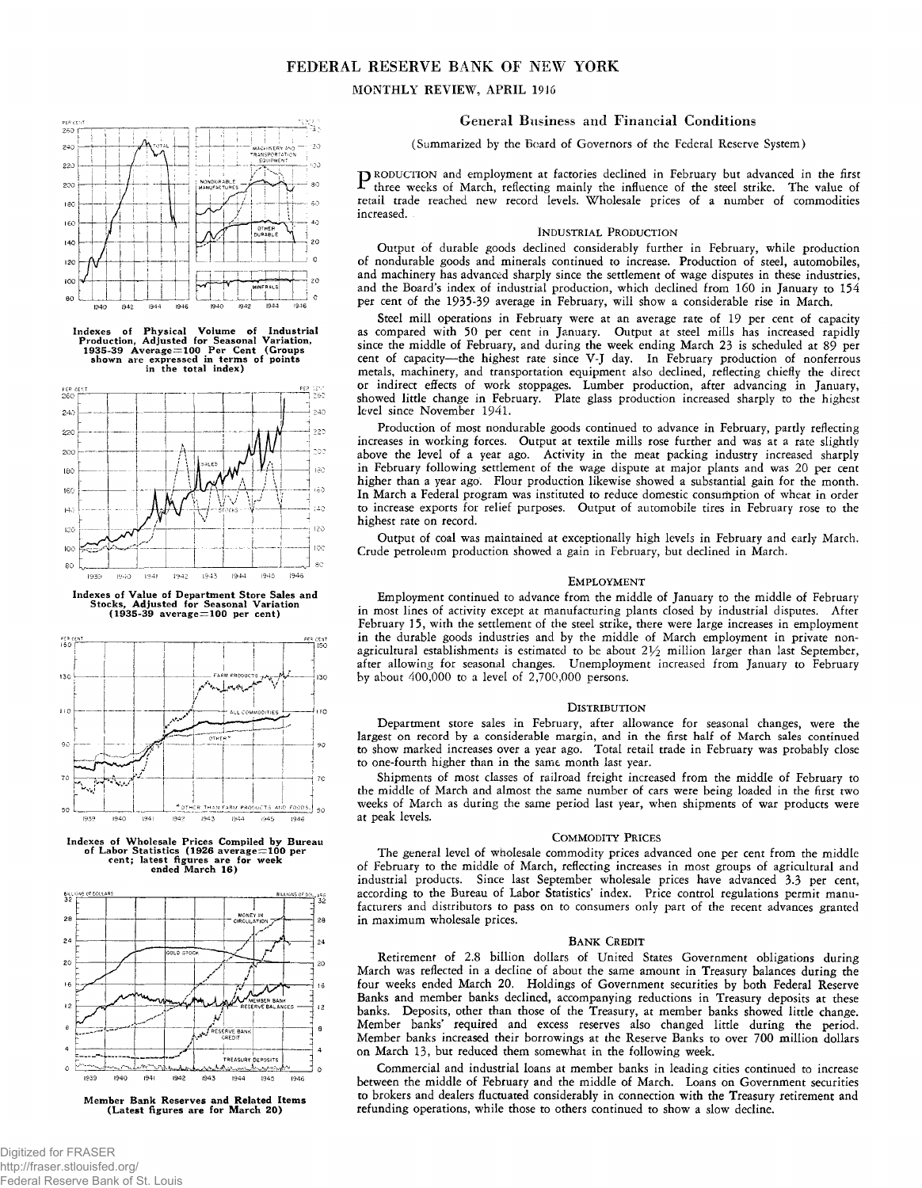# FEDERAL RESERVE BANK OF NEW YORK

MONTHLY REVIEW, APRIL 1946

PER CENT
260
240
220
200
180
160
140
120
100
80
1940 1942 1944 1946
TOTAL
MACHINERY AND TRANSPORTATION EQUIPMENT
NONDURABLE MANUFACTURES
OTHER DURABLE
MINERALS
1940 1942 1944 1946

**Indexes of Physical Volume of Industrial Production, Adjusted for Seasonal Variation, 1935-39 Average=100 Per Cent (Groups shown are expressed in terms of points in the total index)**

PER CENT
260
240
220
200
180
160
140
120
100
80
SALES
STOCKS
1939 1940 1941 1942 1943 1944 1945 1946

**Indexes of Value of Department Store Sales and Stocks, Adjusted for Seasonal Variation (1935-39 average=100 per cent)**

PER CENT
150
130
110
90
70
50
FARM PRODUCTS
ALL COMMODITIES
OTHER*
*OTHER THAN FARM PRODUCTS AND FOODS
1939 1940 1941 1942 1943 1944 1945 1946

**Indexes of Wholesale Prices Compiled by Bureau of Labor Statistics (1926 average=100 per cent; latest figures are for week ended March 16)**

BILLIONS OF DOLLARS
32
28
24
20
16
12
8
4
0
MONEY IN CIRCULATION
GOLD STOCK
MEMBER BANK RESERVE BALANCES
RESERVE BANK CREDIT
TREASURY DEPOSITS
1939 1940 1941 1942 1943 1944 1945 1946

**Member Bank Reserves and Related Items (Latest figures are for March 20)**

## General Business and Financial Conditions

(Summarized by the Board of Governors of the Federal Reserve System)

PRODUCTION and employment at factories declined in February but advanced in the first three weeks of March, reflecting mainly the influence of the steel strike. The value of retail trade reached new record levels. Wholesale prices of a number of commodities increased.

### INDUSTRIAL PRODUCTION

Output of durable goods declined considerably further in February, while production of nondurable goods and minerals continued to increase. Production of steel, automobiles, and machinery has advanced sharply since the settlement of wage disputes in these industries, and the Board's index of industrial production, which declined from 160 in January to 154 per cent of the 1935-39 average in February, will show a considerable rise in March.

Steel mill operations in February were at an average rate of 19 per cent of capacity as compared with 50 per cent in January. Output at steel mills has increased rapidly since the middle of February, and during the week ending March 23 is scheduled at 89 per cent of capacity—the highest rate since V-J day. In February production of nonferrous metals, machinery, and transportation equipment also declined, reflecting chiefly the direct or indirect effects of work stoppages. Lumber production, after advancing in January, showed little change in February. Plate glass production increased sharply to the highest level since November 1941.

Production of most nondurable goods continued to advance in February, partly reflecting increases in working forces. Output at textile mills rose further and was at a rate slightly above the level of a year ago. Activity in the meat packing industry increased sharply in February following settlement of the wage dispute at major plants and was 20 per cent higher than a year ago. Flour production likewise showed a substantial gain for the month. In March a Federal program was instituted to reduce domestic consumption of wheat in order to increase exports for relief purposes. Output of automobile tires in February rose to the highest rate on record.

Output of coal was maintained at exceptionally high levels in February and early March. Crude petroleum production showed a gain in February, but declined in March.

### EMPLOYMENT

Employment continued to advance from the middle of January to the middle of February in most lines of activity except at manufacturing plants closed by industrial disputes. After February 15, with the settlement of the steel strike, there were large increases in employment in the durable goods industries and by the middle of March employment in private nonagricultural establishments is estimated to be about 2½ million larger than last September, after allowing for seasonal changes. Unemployment increased from January to February by about 400,000 to a level of 2,700,000 persons.

### DISTRIBUTION

Department store sales in February, after allowance for seasonal changes, were the largest on record by a considerable margin, and in the first half of March sales continued to show marked increases over a year ago. Total retail trade in February was probably close to one-fourth higher than in the same month last year.

Shipments of most classes of railroad freight increased from the middle of February to the middle of March and almost the same number of cars were being loaded in the first two weeks of March as during the same period last year, when shipments of war products were at peak levels.

### COMMODITY PRICES

The general level of wholesale commodity prices advanced one per cent from the middle of February to the middle of March, reflecting increases in most groups of agricultural and industrial products. Since last September wholesale prices have advanced 3.3 per cent, according to the Bureau of Labor Statistics' index. Price control regulations permit manufacturers and distributors to pass on to consumers only part of the recent advances granted in maximum wholesale prices.

### BANK CREDIT

Retirement of 2.8 billion dollars of United States Government obligations during March was reflected in a decline of about the same amount in Treasury balances during the four weeks ended March 20. Holdings of Government securities by both Federal Reserve Banks and member banks declined, accompanying reductions in Treasury deposits at these banks. Deposits, other than those of the Treasury, at member banks showed little change. Member banks' required and excess reserves also changed little during the period. Member banks increased their borrowings at the Reserve Banks to over 700 million dollars on March 13, but reduced them somewhat in the following week.

Commercial and industrial loans at member banks in leading cities continued to increase between the middle of February and the middle of March. Loans on Government securities to brokers and dealers fluctuated considerably in connection with the Treasury retirement and refunding operations, while those to others continued to show a slow decline.